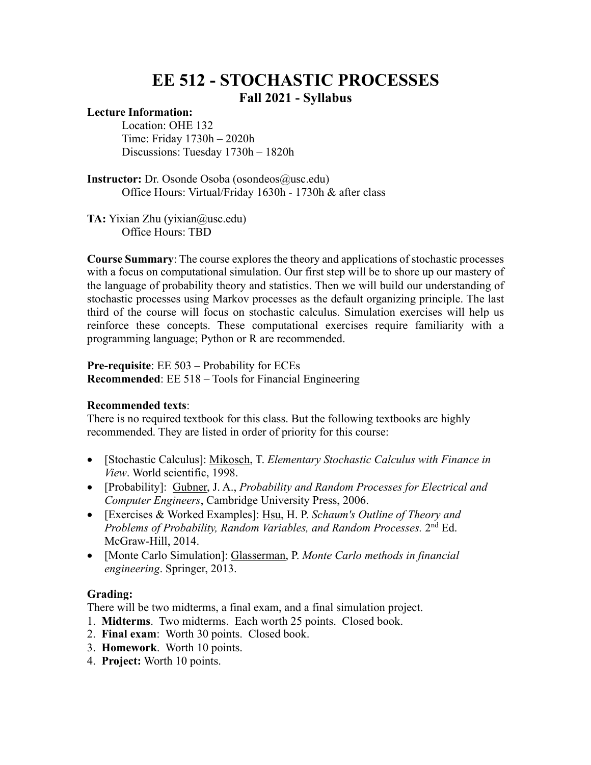# EE 512 - STOCHASTIC PROCESSES

## Fall 2021 - Syllabus

**Lecture Information:**

Location: OHE 132
Time: Friday 1730h – 2020h
Discussions: Tuesday 1730h – 1820h

**Instructor:** Dr. Osonde Osoba (osondeos@usc.edu)
Office Hours: Virtual/Friday 1630h - 1730h & after class

**TA:** Yixian Zhu (yixian@usc.edu)
Office Hours: TBD

**Course Summary**: The course explores the theory and applications of stochastic processes with a focus on computational simulation. Our first step will be to shore up our mastery of the language of probability theory and statistics. Then we will build our understanding of stochastic processes using Markov processes as the default organizing principle. The last third of the course will focus on stochastic calculus. Simulation exercises will help us reinforce these concepts. These computational exercises require familiarity with a programming language; Python or R are recommended.

**Pre-requisite**: EE 503 – Probability for ECEs
**Recommended**: EE 518 – Tools for Financial Engineering

**Recommended texts**:

There is no required textbook for this class. But the following textbooks are highly recommended. They are listed in order of priority for this course:

- [Stochastic Calculus]: Mikosch, T. *Elementary Stochastic Calculus with Finance in View*. World scientific, 1998.
- [Probability]: Gubner, J. A., *Probability and Random Processes for Electrical and Computer Engineers*, Cambridge University Press, 2006.
- [Exercises & Worked Examples]: Hsu, H. P. *Schaum's Outline of Theory and Problems of Probability, Random Variables, and Random Processes.* 2nd Ed. McGraw-Hill, 2014.
- [Monte Carlo Simulation]: Glasserman, P. *Monte Carlo methods in financial engineering*. Springer, 2013.

**Grading:**

There will be two midterms, a final exam, and a final simulation project.

1. **Midterms**. Two midterms. Each worth 25 points. Closed book.
2. **Final exam**: Worth 30 points. Closed book.
3. **Homework**. Worth 10 points.
4. **Project:** Worth 10 points.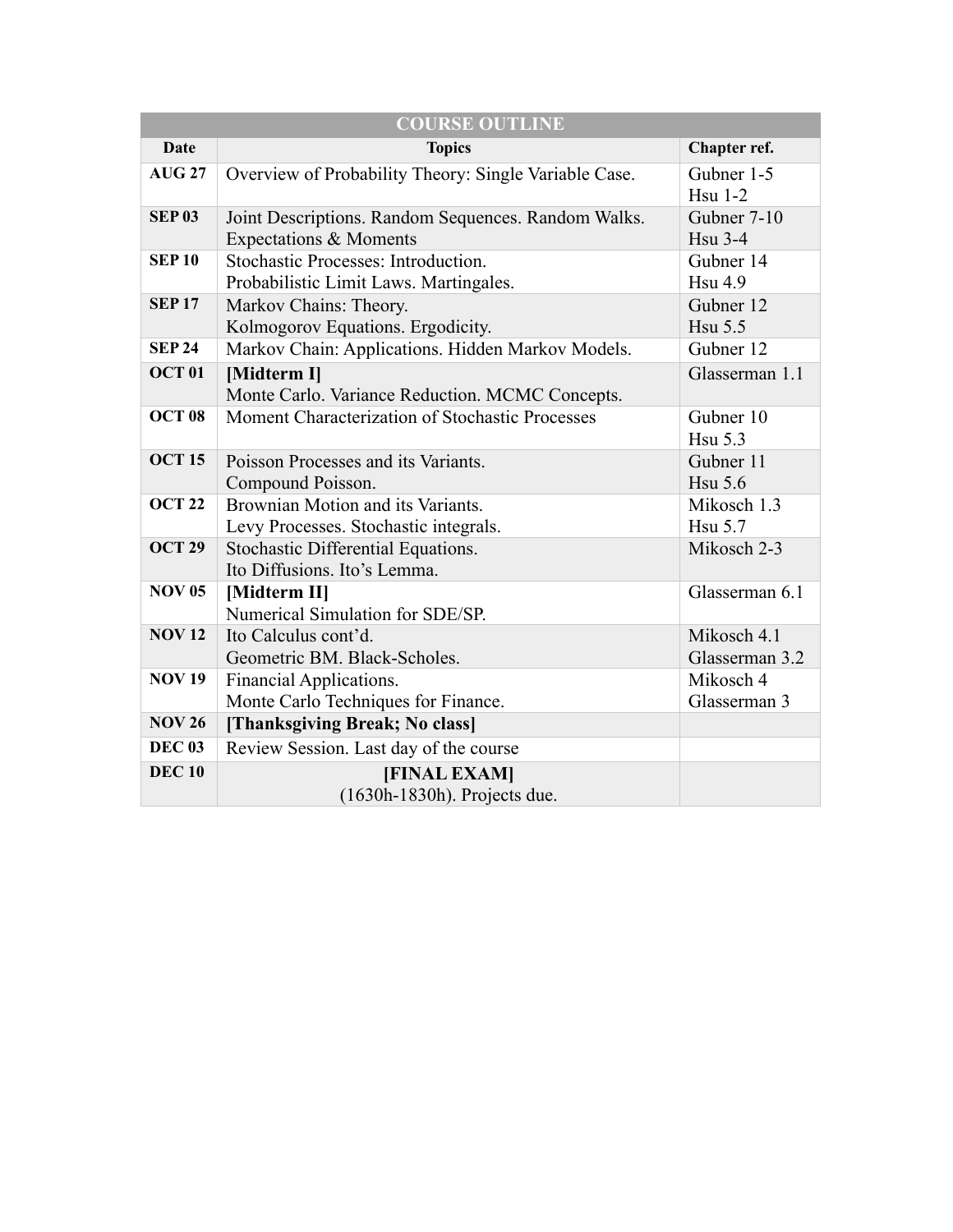| COURSE OUTLINE | | |
|---|---|---|
| **Date** | **Topics** | **Chapter ref.** |
| **AUG 27** | Overview of Probability Theory: Single Variable Case. | Gubner 1-5<br>Hsu 1-2 |
| **SEP 03** | Joint Descriptions. Random Sequences. Random Walks.<br>Expectations & Moments | Gubner 7-10<br>Hsu 3-4 |
| **SEP 10** | Stochastic Processes: Introduction.<br>Probabilistic Limit Laws. Martingales. | Gubner 14<br>Hsu 4.9 |
| **SEP 17** | Markov Chains: Theory.<br>Kolmogorov Equations. Ergodicity. | Gubner 12<br>Hsu 5.5 |
| **SEP 24** | Markov Chain: Applications. Hidden Markov Models. | Gubner 12 |
| **OCT 01** | **[Midterm I]**<br>Monte Carlo. Variance Reduction. MCMC Concepts. | Glasserman 1.1 |
| **OCT 08** | Moment Characterization of Stochastic Processes | Gubner 10<br>Hsu 5.3 |
| **OCT 15** | Poisson Processes and its Variants.<br>Compound Poisson. | Gubner 11<br>Hsu 5.6 |
| **OCT 22** | Brownian Motion and its Variants.<br>Levy Processes. Stochastic integrals. | Mikosch 1.3<br>Hsu 5.7 |
| **OCT 29** | Stochastic Differential Equations.<br>Ito Diffusions. Ito's Lemma. | Mikosch 2-3 |
| **NOV 05** | **[Midterm II]**<br>Numerical Simulation for SDE/SP. | Glasserman 6.1 |
| **NOV 12** | Ito Calculus cont'd.<br>Geometric BM. Black-Scholes. | Mikosch 4.1<br>Glasserman 3.2 |
| **NOV 19** | Financial Applications.<br>Monte Carlo Techniques for Finance. | Mikosch 4<br>Glasserman 3 |
| **NOV 26** | **[Thanksgiving Break; No class]** | |
| **DEC 03** | Review Session. Last day of the course | |
| **DEC 10** | **[FINAL EXAM]**<br>(1630h-1830h). Projects due. | |